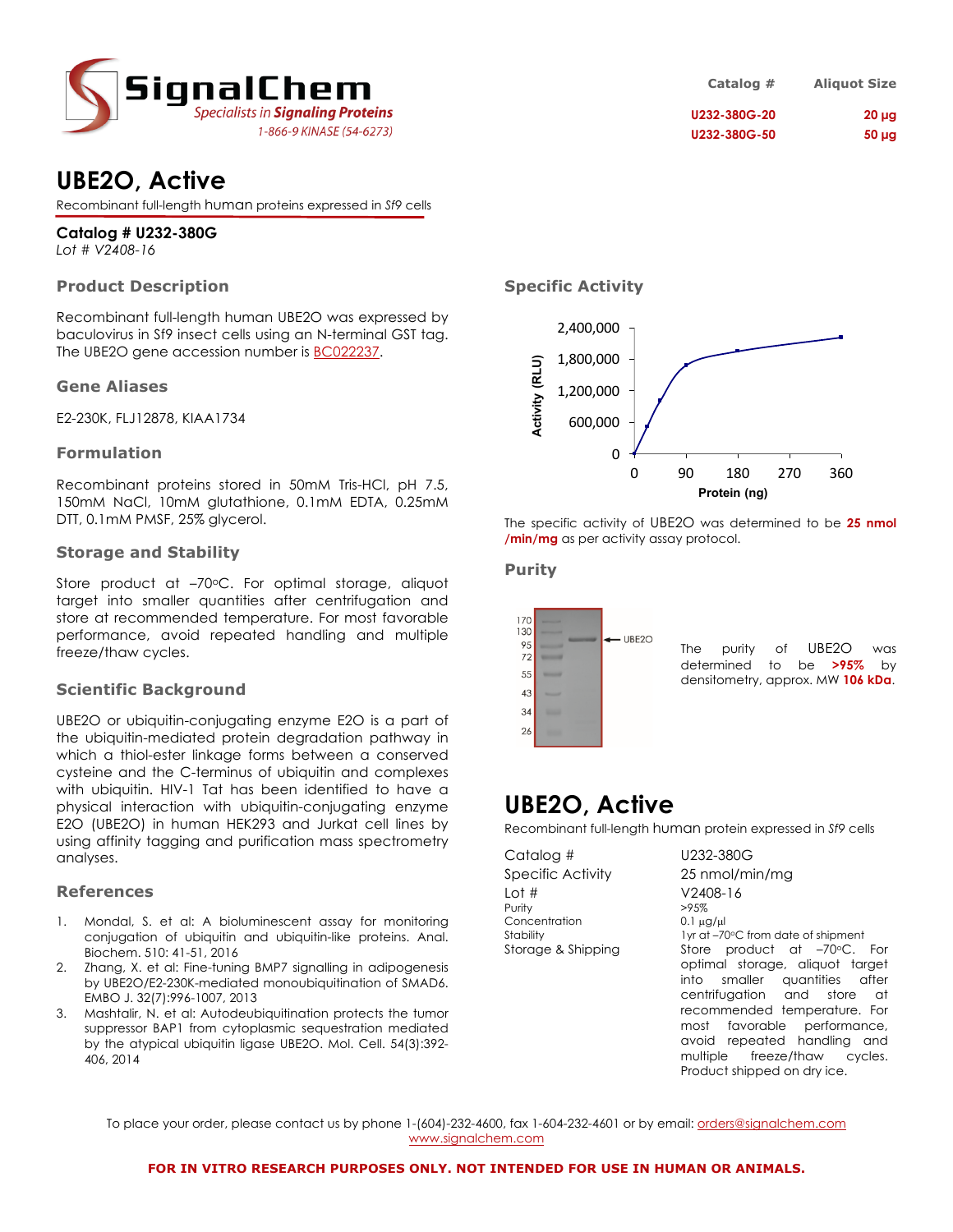SignalChem
Specialists in **Signaling Proteins**
1-866-9 KINASE (54-6273)

| Catalog # | Aliquot Size |
| --- | --- |
| U232-380G-20 | 20 µg |
| U232-380G-50 | 50 µg |

# UBE2O, Active

Recombinant full-length human proteins expressed in *Sf9* cells

**Catalog # U232-380G**
*Lot # V2408-16*

## Product Description

Recombinant full-length human UBE2O was expressed by baculovirus in Sf9 insect cells using an N-terminal GST tag. The UBE2O gene accession number is BC022237.

## Gene Aliases

E2-230K, FLJ12878, KIAA1734

## Formulation

Recombinant proteins stored in 50mM Tris-HCl, pH 7.5, 150mM NaCl, 10mM glutathione, 0.1mM EDTA, 0.25mM DTT, 0.1mM PMSF, 25% glycerol.

## Storage and Stability

Store product at –70ºC. For optimal storage, aliquot target into smaller quantities after centrifugation and store at recommended temperature. For most favorable performance, avoid repeated handling and multiple freeze/thaw cycles.

## Scientific Background

UBE2O or ubiquitin-conjugating enzyme E2O is a part of the ubiquitin-mediated protein degradation pathway in which a thiol-ester linkage forms between a conserved cysteine and the C-terminus of ubiquitin and complexes with ubiquitin. HIV-1 Tat has been identified to have a physical interaction with ubiquitin-conjugating enzyme E2O (UBE2O) in human HEK293 and Jurkat cell lines by using affinity tagging and purification mass spectrometry analyses.

## References

1. Mondal, S. et al: A bioluminescent assay for monitoring conjugation of ubiquitin and ubiquitin-like proteins. Anal. Biochem. 510: 41-51, 2016
2. Zhang, X. et al: Fine-tuning BMP7 signalling in adipogenesis by UBE2O/E2-230K-mediated monoubiquitination of SMAD6. EMBO J. 32(7):996-1007, 2013
3. Mashtalir, N. et al: Autodeubiquitination protects the tumor suppressor BAP1 from cytoplasmic sequestration mediated by the atypical ubiquitin ligase UBE2O. Mol. Cell. 54(3):392-406, 2014

## Specific Activity

The specific activity of UBE2O was determined to be **25 nmol /min/mg** as per activity assay protocol.

## Purity

The purity of UBE2O was determined to be **>95%** by densitometry, approx. MW **106 kDa**.

# UBE2O, Active

Recombinant full-length human protein expressed in *Sf9* cells

| | |
| --- | --- |
| Catalog # | U232-380G |
| Specific Activity | 25 nmol/min/mg |
| Lot # | V2408-16 |
| Purity | >95% |
| Concentration | 0.1 µg/µl |
| Stability | 1yr at –70ºC from date of shipment |
| Storage & Shipping | Store product at –70ºC. For optimal storage, aliquot target into smaller quantities after centrifugation and store at recommended temperature. For most favorable performance, avoid repeated handling and multiple freeze/thaw cycles. Product shipped on dry ice. |

To place your order, please contact us by phone 1-(604)-232-4600, fax 1-604-232-4601 or by email: orders@signalchem.com
www.signalchem.com

**FOR IN VITRO RESEARCH PURPOSES ONLY. NOT INTENDED FOR USE IN HUMAN OR ANIMALS.**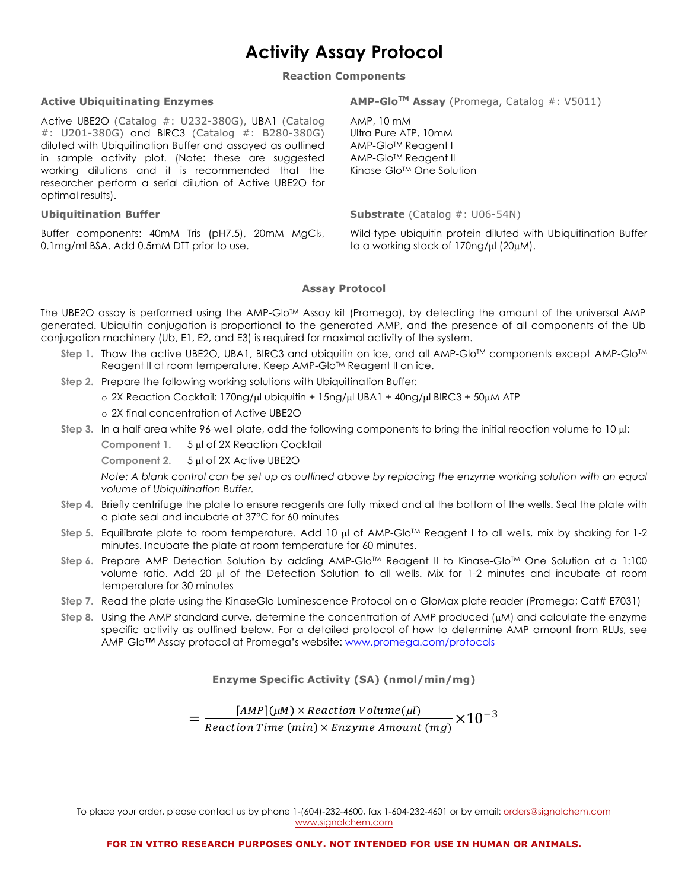# Activity Assay Protocol

## Reaction Components

### Active Ubiquitinating Enzymes

Active UBE2O (Catalog #: U232-380G), UBA1 (Catalog #: U201-380G) and BIRC3 (Catalog #: B280-380G) diluted with Ubiquitination Buffer and assayed as outlined in sample activity plot. (Note: these are suggested working dilutions and it is recommended that the researcher perform a serial dilution of Active UBE2O for optimal results).

### Ubiquitination Buffer

Buffer components: 40mM Tris (pH7.5), 20mM $MgCl_2$, 0.1mg/ml BSA. Add 0.5mM DTT prior to use.

### AMP-Glo™ Assay (Promega, Catalog #: V5011)

AMP, 10 mM
Ultra Pure ATP, 10mM
AMP-Glo™ Reagent I
AMP-Glo™ Reagent II
Kinase-Glo™ One Solution

### Substrate (Catalog #: U06-54N)

Wild-type ubiquitin protein diluted with Ubiquitination Buffer to a working stock of 170ng/µl (20µM).

## Assay Protocol

The UBE2O assay is performed using the AMP-Glo™ Assay kit (Promega), by detecting the amount of the universal AMP generated. Ubiquitin conjugation is proportional to the generated AMP, and the presence of all components of the Ub conjugation machinery (Ub, E1, E2, and E3) is required for maximal activity of the system.

**Step 1.** Thaw the active UBE2O, UBA1, BIRC3 and ubiquitin on ice, and all AMP-Glo™ components except AMP-Glo™ Reagent II at room temperature. Keep AMP-Glo™ Reagent II on ice.

**Step 2.** Prepare the following working solutions with Ubiquitination Buffer:

- 2X Reaction Cocktail: 170ng/µl ubiquitin + 15ng/µl UBA1 + 40ng/µl BIRC3 + 50µM ATP
- 2X final concentration of Active UBE2O

**Step 3.** In a half-area white 96-well plate, add the following components to bring the initial reaction volume to 10 µl:

**Component 1.** 5 µl of 2X Reaction Cocktail

**Component 2.** 5 µl of 2X Active UBE2O

*Note: A blank control can be set up as outlined above by replacing the enzyme working solution with an equal volume of Ubiquitination Buffer.*

**Step 4.** Briefly centrifuge the plate to ensure reagents are fully mixed and at the bottom of the wells. Seal the plate with a plate seal and incubate at 37°C for 60 minutes

**Step 5.** Equilibrate plate to room temperature. Add 10 µl of AMP-Glo™ Reagent I to all wells, mix by shaking for 1-2 minutes. Incubate the plate at room temperature for 60 minutes.

**Step 6.** Prepare AMP Detection Solution by adding AMP-Glo™ Reagent II to Kinase-Glo™ One Solution at a 1:100 volume ratio. Add 20 µl of the Detection Solution to all wells. Mix for 1-2 minutes and incubate at room temperature for 30 minutes

**Step 7.** Read the plate using the KinaseGlo Luminescence Protocol on a GloMax plate reader (Promega; Cat# E7031)

**Step 8.** Using the AMP standard curve, determine the concentration of AMP produced (µM) and calculate the enzyme specific activity as outlined below. For a detailed protocol of how to determine AMP amount from RLUs, see AMP-Glo™ Assay protocol at Promega's website: www.promega.com/protocols

### Enzyme Specific Activity (SA) (nmol/min/mg)

$$= \frac{[AMP](\mu M) \times Reaction\ Volume(\mu l)}{Reaction\ Time\ (min) \times Enzyme\ Amount\ (mg)} \times 10^{-3}$$

To place your order, please contact us by phone 1-(604)-232-4600, fax 1-604-232-4601 or by email: orders@signalchem.com
www.signalchem.com

**FOR IN VITRO RESEARCH PURPOSES ONLY. NOT INTENDED FOR USE IN HUMAN OR ANIMALS.**